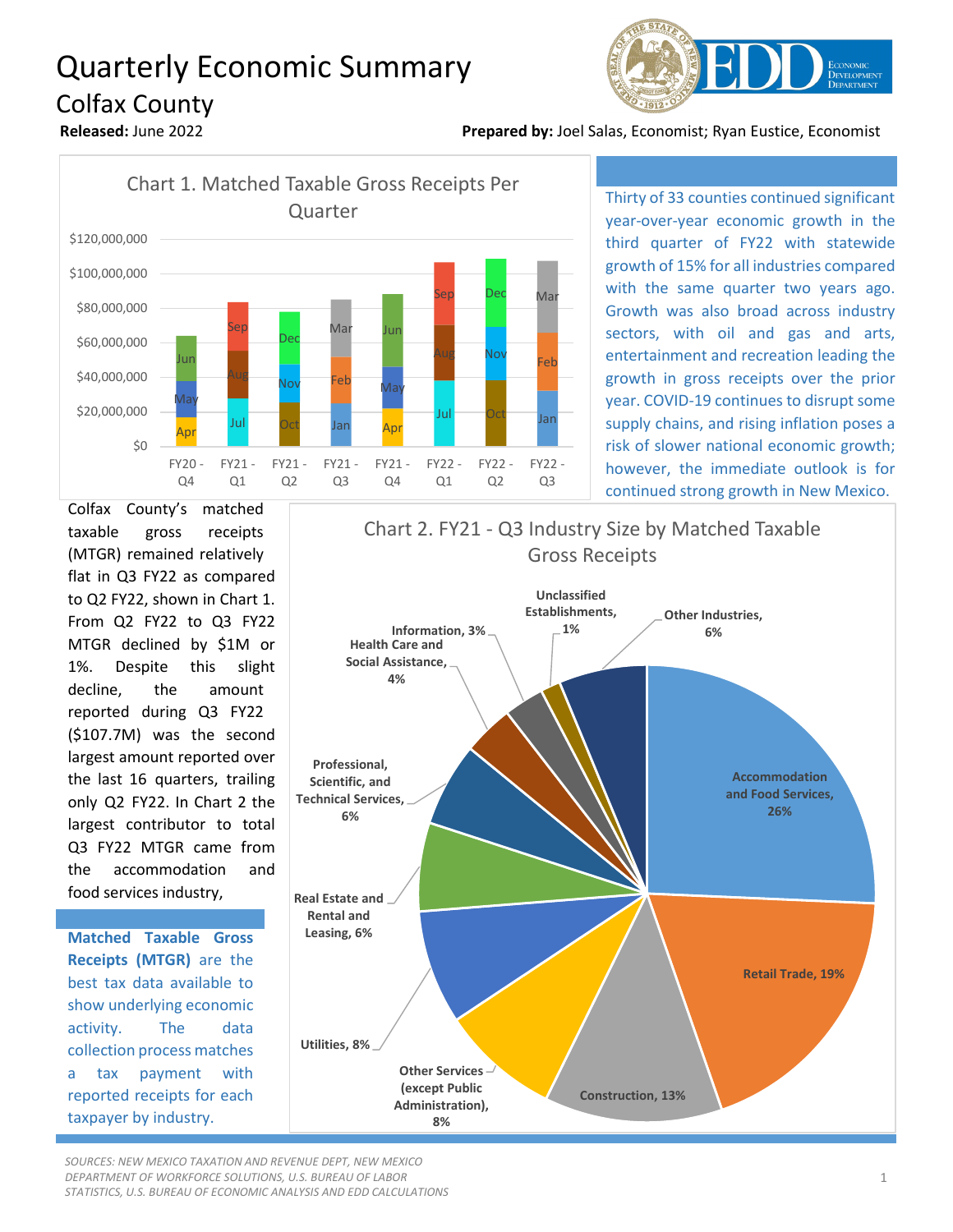# Quarterly Economic Summary

## Colfax County

**Released:** June 2022

**Prepared by:** Joel Salas, Economist; Ryan Eustice, Economist

Chart 1. Matched Taxable Gross Receipts Per Quarter

Chart 2. FY21 - Q3 Industry Size by Matched Taxable Gross Receipts

| Industry | Share |
|---|---|
| Accommodation and Food Services | 26% |
| Retail Trade | 19% |
| Construction | 13% |
| Other Services (except Public Administration) | 8% |
| Utilities | 8% |
| Real Estate and Rental and Leasing | 6% |
| Professional, Scientific, and Technical Services | 6% |
| Health Care and Social Assistance | 4% |
| Information | 3% |
| Unclassified Establishments | 1% |
| Other Industries | 6% |

Thirty of 33 counties continued significant year-over-year economic growth in the third quarter of FY22 with statewide growth of 15% for all industries compared with the same quarter two years ago. Growth was also broad across industry sectors, with oil and gas and arts, entertainment and recreation leading the growth in gross receipts over the prior year. COVID-19 continues to disrupt some supply chains, and rising inflation poses a risk of slower national economic growth; however, the immediate outlook is for continued strong growth in New Mexico.

Colfax County's matched taxable gross receipts (MTGR) remained relatively flat in Q3 FY22 as compared to Q2 FY22, shown in Chart 1. From Q2 FY22 to Q3 FY22 MTGR declined by $1M or 1%. Despite this slight decline, the amount reported during Q3 FY22 ($107.7M) was the second largest amount reported over the last 16 quarters, trailing only Q2 FY22. In Chart 2 the largest contributor to total Q3 FY22 MTGR came from the accommodation and food services industry,

**Matched Taxable Gross Receipts (MTGR)** are the best tax data available to show underlying economic activity. The data collection process matches a tax payment with reported receipts for each taxpayer by industry.

*SOURCES: NEW MEXICO TAXATION AND REVENUE DEPT, NEW MEXICO DEPARTMENT OF WORKFORCE SOLUTIONS, U.S. BUREAU OF LABOR STATISTICS, U.S. BUREAU OF ECONOMIC ANALYSIS AND EDD CALCULATIONS*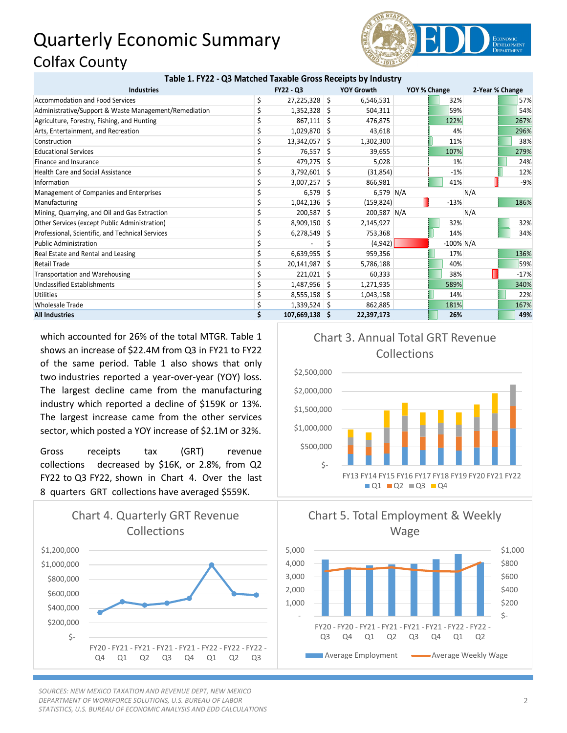# Quarterly Economic Summary

## Colfax County

**Table 1. FY22 - Q3 Matched Taxable Gross Receipts by Industry**

| Industries | FY22 - Q3 | YOY Growth | YOY % Change | 2-Year % Change |
|---|---|---|---|---|
| Accommodation and Food Services | $ 27,225,328 | $ 6,546,531 | 32% | 57% |
| Administrative/Support & Waste Management/Remediation | $ 1,352,328 | $ 504,311 | 59% | 54% |
| Agriculture, Forestry, Fishing, and Hunting | $ 867,111 | $ 476,875 | 122% | 267% |
| Arts, Entertainment, and Recreation | $ 1,029,870 | $ 43,618 | 4% | 296% |
| Construction | $ 13,342,057 | $ 1,302,300 | 11% | 38% |
| Educational Services | $ 76,557 | $ 39,655 | 107% | 279% |
| Finance and Insurance | $ 479,275 | $ 5,028 | 1% | 24% |
| Health Care and Social Assistance | $ 3,792,601 | $ (31,854) | -1% | 12% |
| Information | $ 3,007,257 | $ 866,981 | 41% | -9% |
| Management of Companies and Enterprises | $ 6,579 | $ 6,579 | N/A | N/A |
| Manufacturing | $ 1,042,136 | $ (159,824) | -13% | 186% |
| Mining, Quarrying, and Oil and Gas Extraction | $ 200,587 | $ 200,587 | N/A | N/A |
| Other Services (except Public Administration) | $ 8,909,150 | $ 2,145,927 | 32% | 32% |
| Professional, Scientific, and Technical Services | $ 6,278,549 | $ 753,368 | 14% | 34% |
| Public Administration | $ - | $ (4,942) | -100% | N/A |
| Real Estate and Rental and Leasing | $ 6,639,955 | $ 959,356 | 17% | 136% |
| Retail Trade | $ 20,141,987 | $ 5,786,188 | 40% | 59% |
| Transportation and Warehousing | $ 221,021 | $ 60,333 | 38% | -17% |
| Unclassified Establishments | $ 1,487,956 | $ 1,271,935 | 589% | 340% |
| Utilities | $ 8,555,158 | $ 1,043,158 | 14% | 22% |
| Wholesale Trade | $ 1,339,524 | $ 862,885 | 181% | 167% |
| **All Industries** | **$ 107,669,138** | **$ 22,397,173** | **26%** | **49%** |

which accounted for 26% of the total MTGR. Table 1 shows an increase of $22.4M from Q3 in FY21 to FY22 of the same period. Table 1 also shows that only two industries reported a year-over-year (YOY) loss. The largest decline came from the manufacturing industry which reported a decline of $159K or 13%. The largest increase came from the other services sector, which posted a YOY increase of $2.1M or 32%.

Gross receipts tax (GRT) revenue collections decreased by $16K, or 2.8%, from Q2 FY22 to Q3 FY22, shown in Chart 4. Over the last 8 quarters GRT collections have averaged $559K.

**Chart 3. Annual Total GRT Revenue Collections**

**Chart 4. Quarterly GRT Revenue Collections**

**Chart 5. Total Employment & Weekly Wage**

*SOURCES: NEW MEXICO TAXATION AND REVENUE DEPT, NEW MEXICO DEPARTMENT OF WORKFORCE SOLUTIONS, U.S. BUREAU OF LABOR STATISTICS, U.S. BUREAU OF ECONOMIC ANALYSIS AND EDD CALCULATIONS*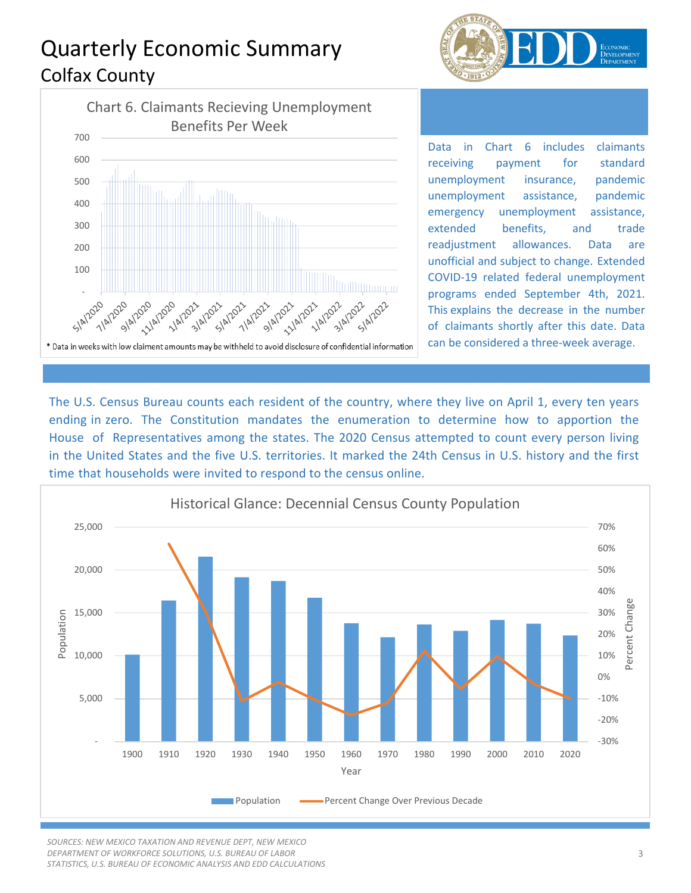# Quarterly Economic Summary

## Colfax County

Chart 6. Claimants Recieving Unemployment Benefits Per Week

700
600
500
400
300
200
100
-

5/4/2020
7/4/2020
9/4/2020
11/4/2020
1/4/2021
3/4/2021
5/4/2021
7/4/2021
9/4/2021
11/4/2021
1/4/2022
3/4/2022
5/4/2022

\* Data in weeks with low claiment amounts may be withheld to avoid disclosure of confidential information

Data in Chart 6 includes claimants receiving payment for standard unemployment insurance, pandemic unemployment assistance, pandemic emergency unemployment assistance, extended benefits, and trade readjustment allowances. Data are unofficial and subject to change. Extended COVID-19 related federal unemployment programs ended September 4th, 2021. This explains the decrease in the number of claimants shortly after this date. Data can be considered a three-week average.

The U.S. Census Bureau counts each resident of the country, where they live on April 1, every ten years ending in zero. The Constitution mandates the enumeration to determine how to apportion the House of Representatives among the states. The 2020 Census attempted to count every person living in the United States and the five U.S. territories. It marked the 24th Census in U.S. history and the first time that households were invited to respond to the census online.

Historical Glance: Decennial Census County Population

Population
25,000
20,000
15,000
10,000
5,000
-

Percent Change
70%
60%
50%
40%
30%
20%
10%
0%
-10%
-20%
-30%

Year
1900
1910
1920
1930
1940
1950
1960
1970
1980
1990
2000
2010
2020

Population
Percent Change Over Previous Decade

*SOURCES: NEW MEXICO TAXATION AND REVENUE DEPT, NEW MEXICO DEPARTMENT OF WORKFORCE SOLUTIONS, U.S. BUREAU OF LABOR STATISTICS, U.S. BUREAU OF ECONOMIC ANALYSIS AND EDD CALCULATIONS*